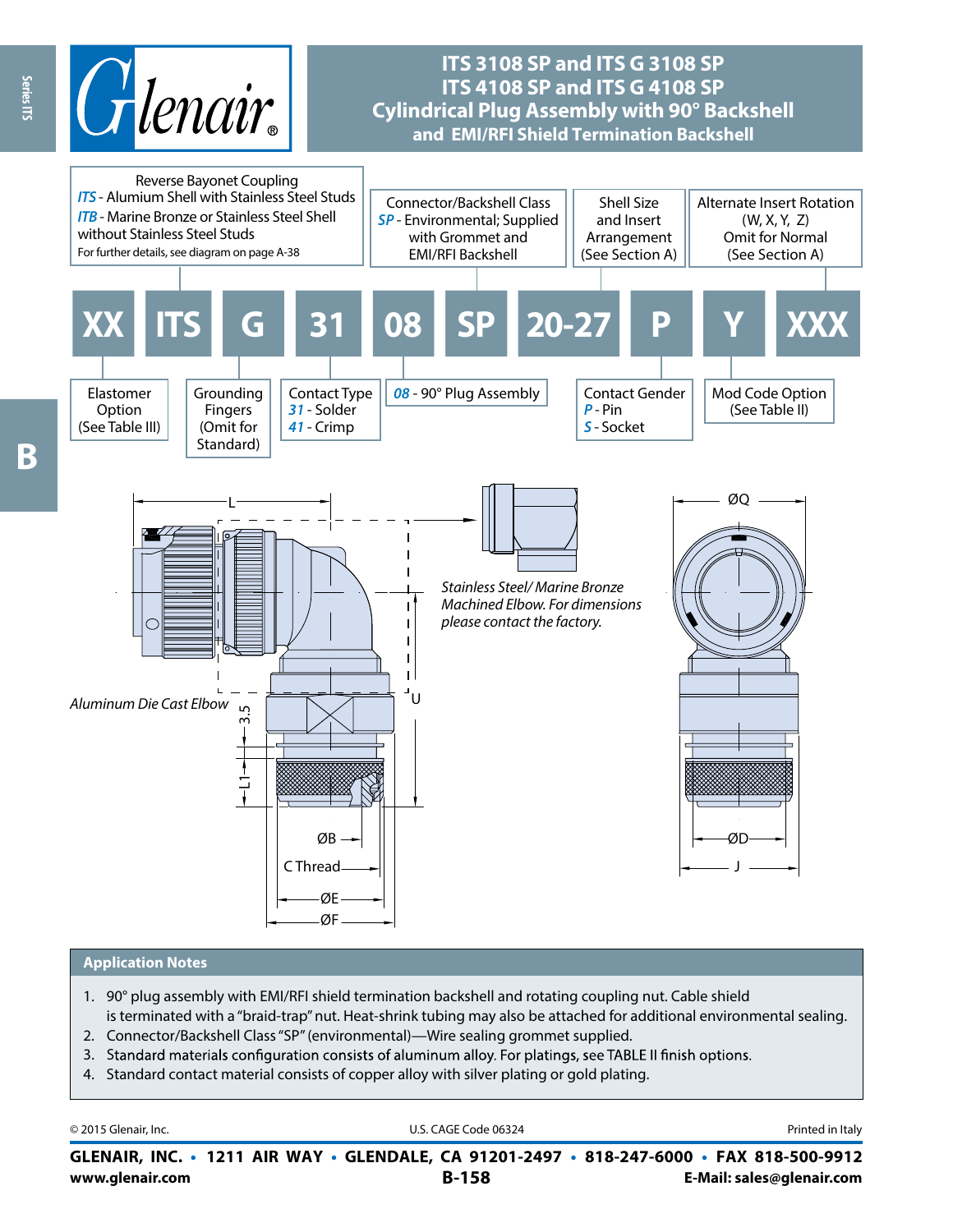# ITS 3108 SP and ITS G 3108 SP
# ITS 4108 SP and ITS G 4108 SP
## Cylindrical Plug Assembly with 90° Backshell and EMI/RFI Shield Termination Backshell

| XX | ITS | G | 31 | 08 | SP | 20-27 | P | Y | XXX |
|---|---|---|---|---|---|---|---|---|---|

- **XX** – Elastomer Option (See Table III)
- **ITS** – Reverse Bayonet Coupling
  - *ITS* - Alumium Shell with Stainless Steel Studs
  - *ITB* - Marine Bronze or Stainless Steel Shell without Stainless Steel Studs
  - For further details, see diagram on page A-38
- **G** – Grounding Fingers (Omit for Standard)
- **31** – Contact Type
  - *31* - Solder
  - *41* - Crimp
- **08** – *08* - 90° Plug Assembly
- **SP** – Connector/Backshell Class
  - *SP* - Environmental; Supplied with Grommet and EMI/RFI Backshell
- **20-27** – Shell Size and Insert Arrangement (See Section A)
- **P** – Contact Gender
  - *P* - Pin
  - *S* - Socket
- **Y** – Alternate Insert Rotation (W, X, Y, Z) Omit for Normal (See Section A)
- **XXX** – Mod Code Option (See Table II)

*Aluminum Die Cast Elbow*

*Stainless Steel/ Marine Bronze Machined Elbow. For dimensions please contact the factory.*

L, U, 3.5, L1, ØB, C Thread, ØE, ØF, ØQ, ØD, J

## Application Notes

1. 90° plug assembly with EMI/RFI shield termination backshell and rotating coupling nut. Cable shield is terminated with a "braid-trap" nut. Heat-shrink tubing may also be attached for additional environmental sealing.
2. Connector/Backshell Class "SP" (environmental)—Wire sealing grommet supplied.
3. Standard materials configuration consists of aluminum alloy. For platings, see TABLE II finish options.
4. Standard contact material consists of copper alloy with silver plating or gold plating.

© 2015 Glenair, Inc. U.S. CAGE Code 06324 Printed in Italy

**GLENAIR, INC. • 1211 AIR WAY • GLENDALE, CA 91201-2497 • 818-247-6000 • FAX 818-500-9912**
**www.glenair.com** **E-Mail: sales@glenair.com**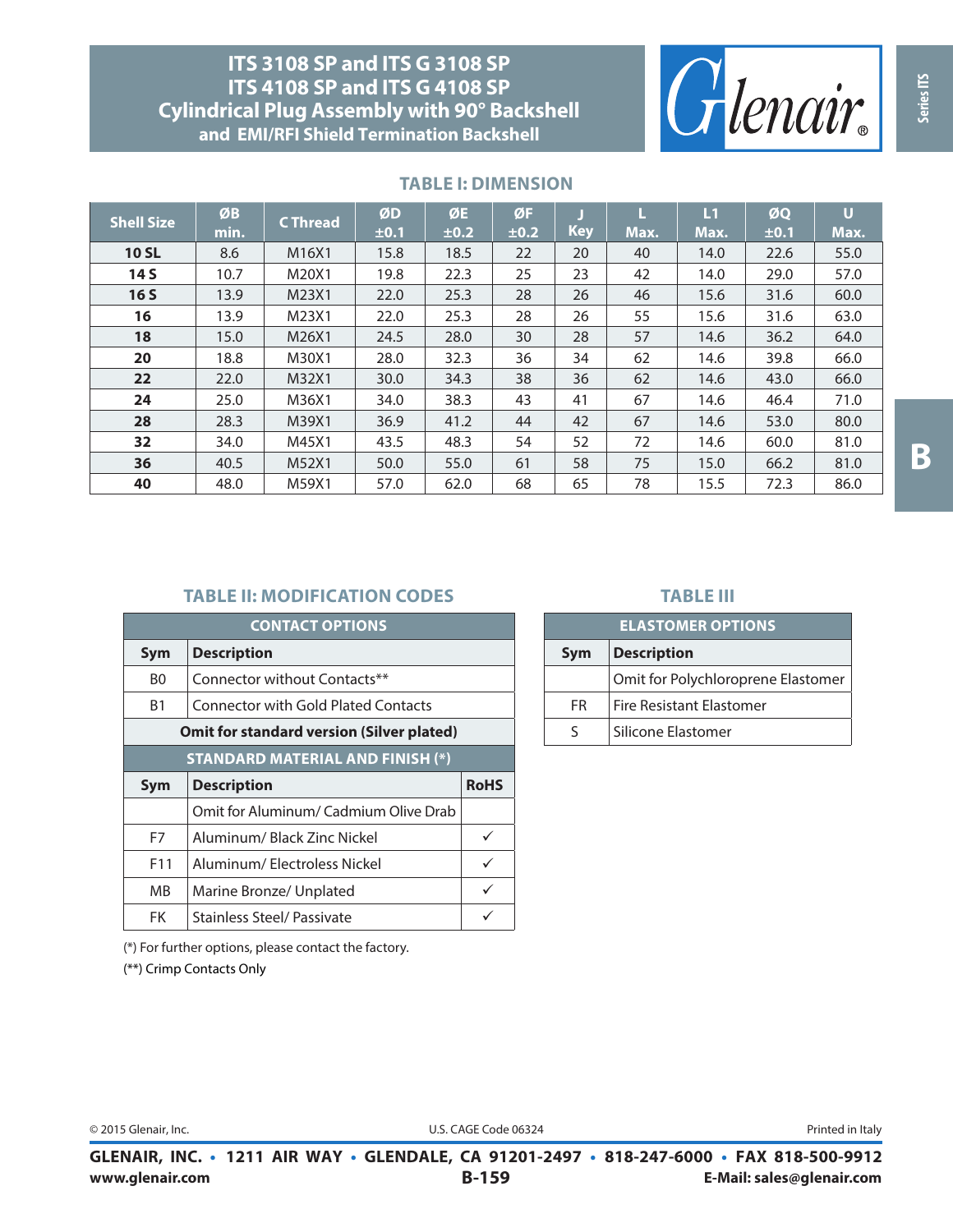# ITS 3108 SP and ITS G 3108 SP
# ITS 4108 SP and ITS G 4108 SP
# Cylindrical Plug Assembly with 90° Backshell and EMI/RFI Shield Termination Backshell

## TABLE I: DIMENSION

| Shell Size | ØB min. | C Thread | ØD ±0.1 | ØE ±0.2 | ØF ±0.2 | J Key | L Max. | L1 Max. | ØQ ±0.1 | U Max. |
|---|---|---|---|---|---|---|---|---|---|---|
| **10 SL** | 8.6 | M16X1 | 15.8 | 18.5 | 22 | 20 | 40 | 14.0 | 22.6 | 55.0 |
| **14 S** | 10.7 | M20X1 | 19.8 | 22.3 | 25 | 23 | 42 | 14.0 | 29.0 | 57.0 |
| **16 S** | 13.9 | M23X1 | 22.0 | 25.3 | 28 | 26 | 46 | 15.6 | 31.6 | 60.0 |
| **16** | 13.9 | M23X1 | 22.0 | 25.3 | 28 | 26 | 55 | 15.6 | 31.6 | 63.0 |
| **18** | 15.0 | M26X1 | 24.5 | 28.0 | 30 | 28 | 57 | 14.6 | 36.2 | 64.0 |
| **20** | 18.8 | M30X1 | 28.0 | 32.3 | 36 | 34 | 62 | 14.6 | 39.8 | 66.0 |
| **22** | 22.0 | M32X1 | 30.0 | 34.3 | 38 | 36 | 62 | 14.6 | 43.0 | 66.0 |
| **24** | 25.0 | M36X1 | 34.0 | 38.3 | 43 | 41 | 67 | 14.6 | 46.4 | 71.0 |
| **28** | 28.3 | M39X1 | 36.9 | 41.2 | 44 | 42 | 67 | 14.6 | 53.0 | 80.0 |
| **32** | 34.0 | M45X1 | 43.5 | 48.3 | 54 | 52 | 72 | 14.6 | 60.0 | 81.0 |
| **36** | 40.5 | M52X1 | 50.0 | 55.0 | 61 | 58 | 75 | 15.0 | 66.2 | 81.0 |
| **40** | 48.0 | M59X1 | 57.0 | 62.0 | 68 | 65 | 78 | 15.5 | 72.3 | 86.0 |

## TABLE II: MODIFICATION CODES

| CONTACT OPTIONS | | |
|---|---|---|
| **Sym** | **Description** | |
| B0 | Connector without Contacts** | |
| B1 | Connector with Gold Plated Contacts | |
| **Omit for standard version (Silver plated)** | | |
| **STANDARD MATERIAL AND FINISH (*)** | | |
| **Sym** | **Description** | **RoHS** |
| | Omit for Aluminum/ Cadmium Olive Drab | |
| F7 | Aluminum/ Black Zinc Nickel | ✓ |
| F11 | Aluminum/ Electroless Nickel | ✓ |
| MB | Marine Bronze/ Unplated | ✓ |
| FK | Stainless Steel/ Passivate | ✓ |

(*) For further options, please contact the factory.

(**) Crimp Contacts Only

## TABLE III

| ELASTOMER OPTIONS | |
|---|---|
| **Sym** | **Description** |
| | Omit for Polychloroprene Elastomer |
| FR | Fire Resistant Elastomer |
| S | Silicone Elastomer |

© 2015 Glenair, Inc. U.S. CAGE Code 06324 Printed in Italy

GLENAIR, INC. • 1211 AIR WAY • GLENDALE, CA 91201-2497 • 818-247-6000 • FAX 818-500-9912
www.glenair.com E-Mail: sales@glenair.com